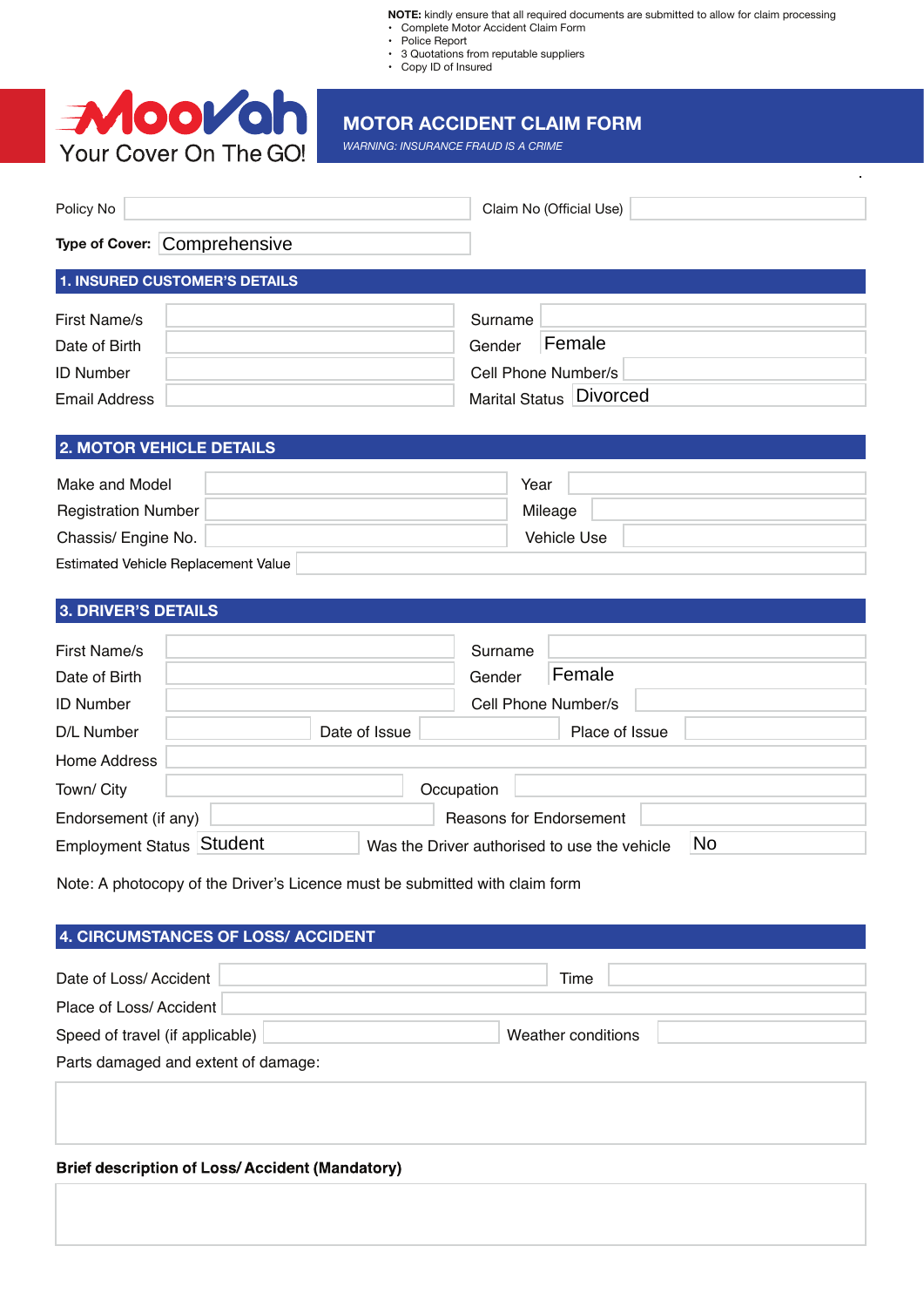**NOTE:** kindly ensure that all required documents are submitted to allow for claim processing

- Complete Motor Accident Claim Form
- Police Report
- 3 Quotations from reputable suppliers
- Copy ID of Insured

MooVah
Your Cover On The GO!

# MOTOR ACCIDENT CLAIM FORM

*WARNING: INSURANCE FRAUD IS A CRIME*

| Policy No | | Claim No (Official Use) | |
|---|---|---|---|

**Type of Cover:** Comprehensive

## 1. INSURED CUSTOMER'S DETAILS

| First Name/s | | Surname | |
|---|---|---|---|
| Date of Birth | | Gender | Female |
| ID Number | | Cell Phone Number/s | |
| Email Address | | Marital Status | Divorced |

## 2. MOTOR VEHICLE DETAILS

| Make and Model | | Year | |
|---|---|---|---|
| Registration Number | | Mileage | |
| Chassis/ Engine No. | | Vehicle Use | |
| Estimated Vehicle Replacement Value | | | |

## 3. DRIVER'S DETAILS

| First Name/s | | Surname | |
|---|---|---|---|
| Date of Birth | | Gender | Female |
| ID Number | | Cell Phone Number/s | |

| D/L Number | | Date of Issue | | Place of Issue | |
|---|---|---|---|---|---|

| Home Address | |
|---|---|

| Town/ City | | Occupation | |
|---|---|---|---|
| Endorsement (if any) | | Reasons for Endorsement | |
| Employment Status | Student | Was the Driver authorised to use the vehicle | No |

Note: A photocopy of the Driver's Licence must be submitted with claim form

## 4. CIRCUMSTANCES OF LOSS/ ACCIDENT

| Date of Loss/ Accident | | Time | |
|---|---|---|---|
| Place of Loss/ Accident | | | |
| Speed of travel (if applicable) | | Weather conditions | |

Parts damaged and extent of damage:

**Brief description of Loss/ Accident (Mandatory)**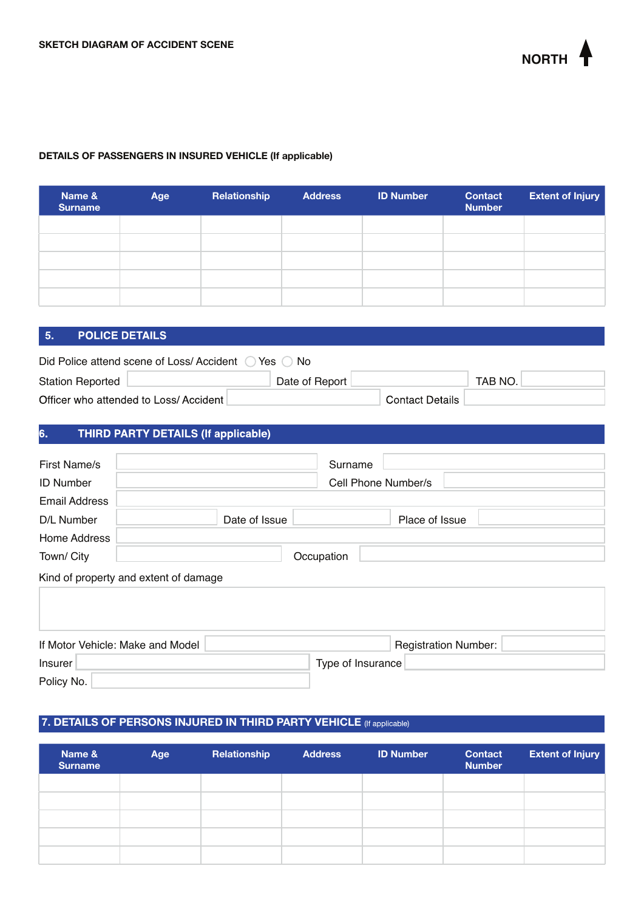**SKETCH DIAGRAM OF ACCIDENT SCENE**

**NORTH** ↑

**DETAILS OF PASSENGERS IN INSURED VEHICLE (If applicable)**

| Name & Surname | Age | Relationship | Address | ID Number | Contact Number | Extent of Injury |
|---|---|---|---|---|---|---|
| | | | | | | |
| | | | | | | |
| | | | | | | |
| | | | | | | |
| | | | | | | |

## 5. POLICE DETAILS

Did Police attend scene of Loss/ Accident ◯ Yes ◯ No

Station Reported ______ Date of Report ______ TAB NO. ______

Officer who attended to Loss/ Accident ______ Contact Details ______

## 6. THIRD PARTY DETAILS (If applicable)

First Name/s ______ Surname ______

ID Number ______ Cell Phone Number/s ______

Email Address ______

D/L Number ______ Date of Issue ______ Place of Issue ______

Home Address ______

Town/ City ______ Occupation ______

Kind of property and extent of damage

______

If Motor Vehicle: Make and Model ______ Registration Number: ______

Insurer ______ Type of Insurance ______

Policy No. ______

## 7. DETAILS OF PERSONS INJURED IN THIRD PARTY VEHICLE (If applicable)

| Name & Surname | Age | Relationship | Address | ID Number | Contact Number | Extent of Injury |
|---|---|---|---|---|---|---|
| | | | | | | |
| | | | | | | |
| | | | | | | |
| | | | | | | |
| | | | | | | |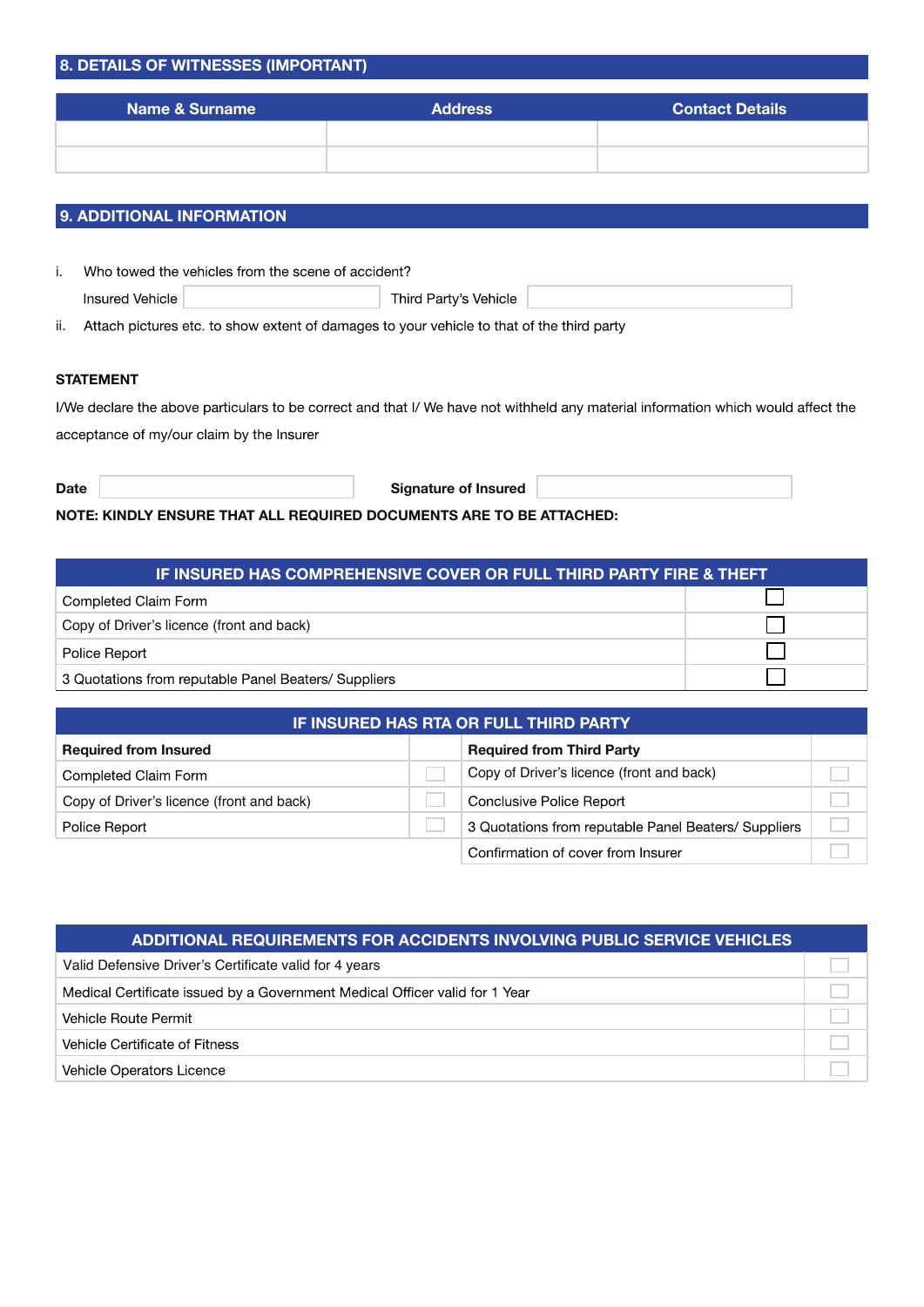## 8. DETAILS OF WITNESSES (IMPORTANT)

| Name & Surname | Address | Contact Details |
|---|---|---|
| | | |
| | | |

## 9. ADDITIONAL INFORMATION

i. Who towed the vehicles from the scene of accident?

Insured Vehicle ____________ Third Party's Vehicle ____________

ii. Attach pictures etc. to show extent of damages to your vehicle to that of the third party

**STATEMENT**

I/We declare the above particulars to be correct and that I/ We have not withheld any material information which would affect the acceptance of my/our claim by the Insurer

**Date** ____________ **Signature of Insured** ____________

**NOTE: KINDLY ENSURE THAT ALL REQUIRED DOCUMENTS ARE TO BE ATTACHED:**

| IF INSURED HAS COMPREHENSIVE COVER OR FULL THIRD PARTY FIRE & THEFT | |
|---|---|
| Completed Claim Form | ☐ |
| Copy of Driver's licence (front and back) | ☐ |
| Police Report | ☐ |
| 3 Quotations from reputable Panel Beaters/ Suppliers | ☐ |

| IF INSURED HAS RTA OR FULL THIRD PARTY | | | |
|---|---|---|---|
| **Required from Insured** | | **Required from Third Party** | |
| Completed Claim Form | ☐ | Copy of Driver's licence (front and back) | ☐ |
| Copy of Driver's licence (front and back) | ☐ | Conclusive Police Report | ☐ |
| Police Report | ☐ | 3 Quotations from reputable Panel Beaters/ Suppliers | ☐ |
| | | Confirmation of cover from Insurer | ☐ |

| ADDITIONAL REQUIREMENTS FOR ACCIDENTS INVOLVING PUBLIC SERVICE VEHICLES | |
|---|---|
| Valid Defensive Driver's Certificate valid for 4 years | ☐ |
| Medical Certificate issued by a Government Medical Officer valid for 1 Year | ☐ |
| Vehicle Route Permit | ☐ |
| Vehicle Certificate of Fitness | ☐ |
| Vehicle Operators Licence | ☐ |